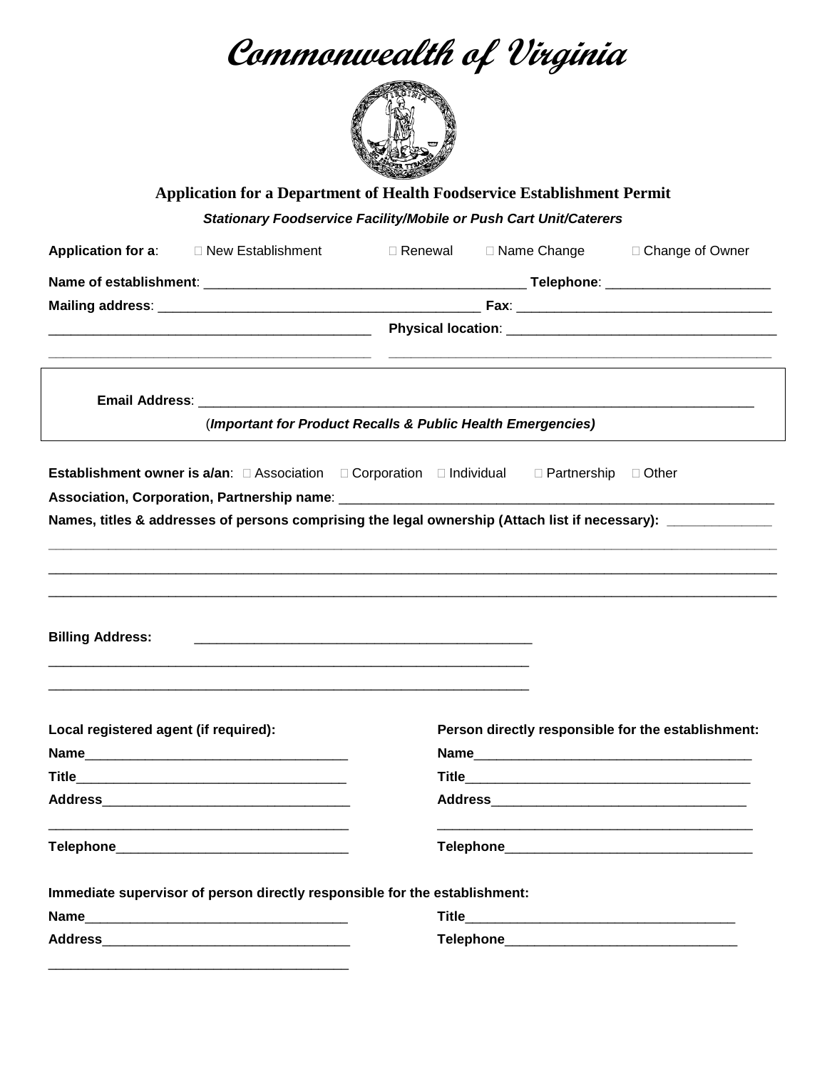# Commonwealth of Virginia

## Application for a Department of Health Foodservice Establishment Permit

***Stationary Foodservice Facility/Mobile or Push Cart Unit/Caterers***

**Application for a**: ☐ New Establishment ☐ Renewal ☐ Name Change ☐ Change of Owner

**Name of establishment**: ___________________________________________ **Telephone**: ______________________

**Mailing address**: ___________________________________________ **Fax**: __________________________________

___________________________________________ **Physical location**: ___________________________________

___________________________________________ ___________________________________________________

**Email Address**: ___________________________________________________________________________

(***Important for Product Recalls & Public Health Emergencies)***

**Establishment owner is a/an**: ☐ Association ☐ Corporation ☐ Individual ☐ Partnership ☐ Other

**Association, Corporation, Partnership name**: ___________________________________________________________

**Names, titles & addresses of persons comprising the legal ownership (Attach list if necessary):** _____________

___________________________________________________________________________________________________

___________________________________________________________________________________________________

___________________________________________________________________________________________________

**Billing Address:** ___________________________________________

_________________________________________________________________

_________________________________________________________________

**Local registered agent (if required):**

**Name**___________________________________

**Title**___________________________________

**Address**________________________________

________________________________________

**Telephone**______________________________

**Person directly responsible for the establishment:**

**Name**_____________________________________

**Title**_____________________________________

**Address**__________________________________

___________________________________________

**Telephone**________________________________

**Immediate supervisor of person directly responsible for the establishment:**

**Name**___________________________________

**Address**________________________________

________________________________________

**Title**___________________________________

**Telephone**______________________________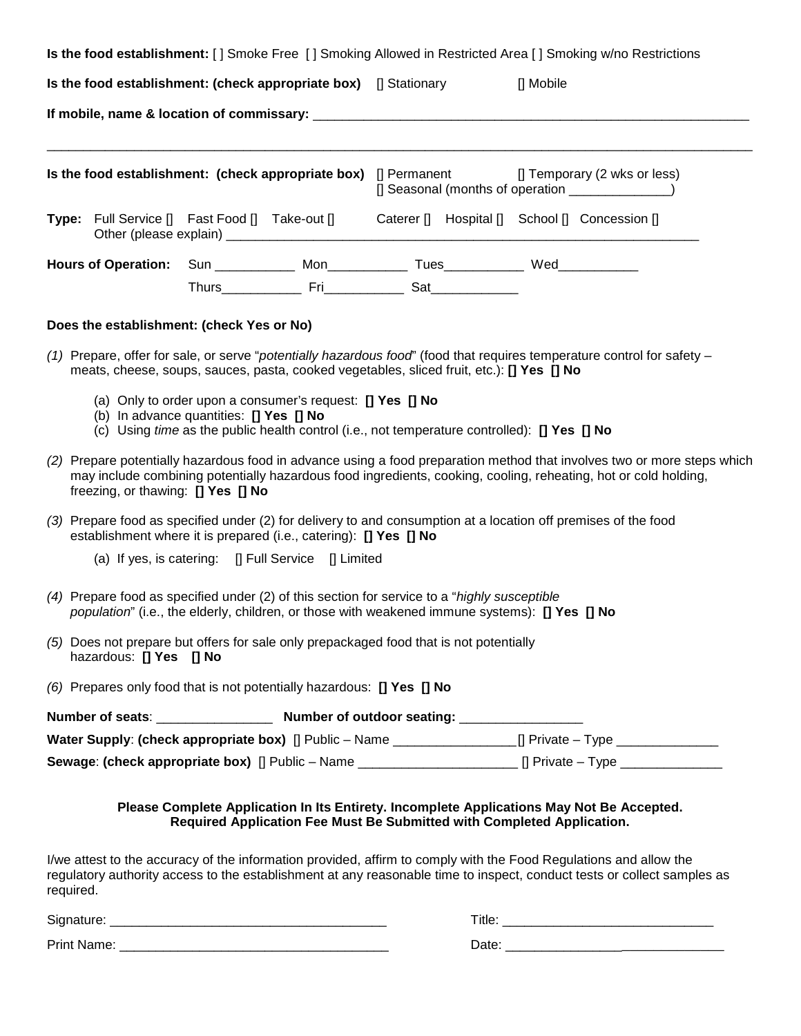**Is the food establishment:** [ ] Smoke Free [ ] Smoking Allowed in Restricted Area [ ] Smoking w/no Restrictions

**Is the food establishment: (check appropriate box)** [] Stationary [] Mobile

**If mobile, name & location of commissary:** ______________________________________________________________

_____________________________________________________________________________________________

**Is the food establishment: (check appropriate box)** [] Permanent [] Temporary (2 wks or less)
[] Seasonal (months of operation ______________)

**Type:** Full Service [] Fast Food [] Take-out [] Caterer [] Hospital [] School [] Concession []
Other (please explain) ___________________________________________________________________

**Hours of Operation:** Sun ___________ Mon___________ Tues___________ Wed___________
Thurs___________ Fri___________ Sat____________

**Does the establishment: (check Yes or No)**

*(1)* Prepare, offer for sale, or serve "*potentially hazardous food*" (food that requires temperature control for safety – meats, cheese, soups, sauces, pasta, cooked vegetables, sliced fruit, etc.): **[] Yes [] No**

- (a) Only to order upon a consumer's request: **[] Yes [] No**
- (b) In advance quantities: **[] Yes [] No**
- (c) Using *time* as the public health control (i.e., not temperature controlled): **[] Yes [] No**

*(2)* Prepare potentially hazardous food in advance using a food preparation method that involves two or more steps which may include combining potentially hazardous food ingredients, cooking, cooling, reheating, hot or cold holding, freezing, or thawing: **[] Yes [] No**

*(3)* Prepare food as specified under (2) for delivery to and consumption at a location off premises of the food establishment where it is prepared (i.e., catering): **[] Yes [] No**

- (a) If yes, is catering: [] Full Service [] Limited

*(4)* Prepare food as specified under (2) of this section for service to a "*highly susceptible population*" (i.e., the elderly, children, or those with weakened immune systems): **[] Yes [] No**

*(5)* Does not prepare but offers for sale only prepackaged food that is not potentially hazardous: **[] Yes [] No**

*(6)* Prepares only food that is not potentially hazardous: **[] Yes [] No**

**Number of seats**: ________________ **Number of outdoor seating:** _________________

**Water Supply**: **(check appropriate box)** [] Public – Name _________________[] Private – Type ______________

**Sewage**: **(check appropriate box)** [] Public – Name ______________________ [] Private – Type ______________

**Please Complete Application In Its Entirety. Incomplete Applications May Not Be Accepted.**
**Required Application Fee Must Be Submitted with Completed Application.**

I/we attest to the accuracy of the information provided, affirm to comply with the Food Regulations and allow the regulatory authority access to the establishment at any reasonable time to inspect, conduct tests or collect samples as required.

Signature: _______________________________________ Title: ______________________________

Print Name: ______________________________________ Date: _______________________________